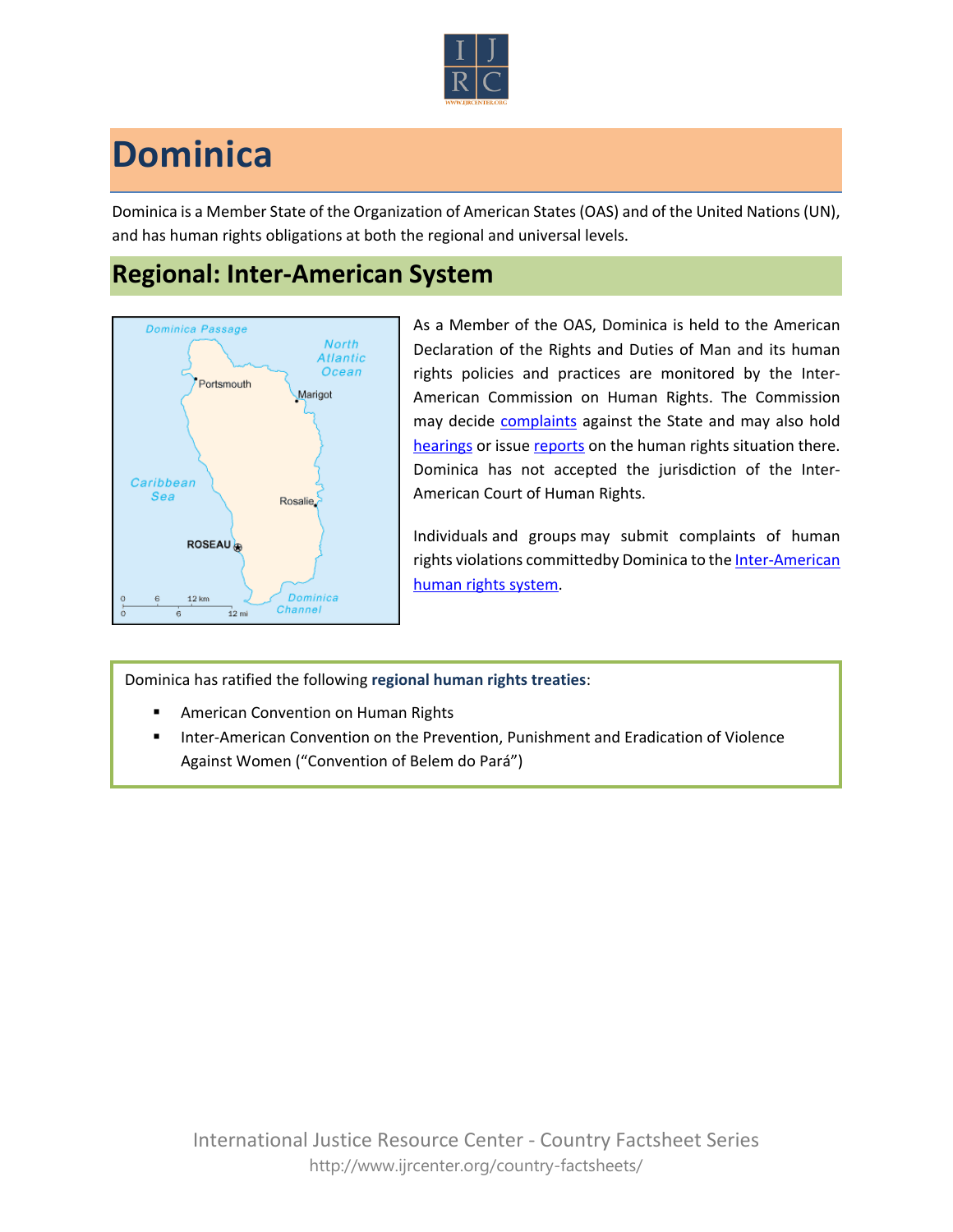# Dominica

Dominica is a Member State of the Organization of American States (OAS) and of the United Nations (UN), and has human rights obligations at both the regional and universal levels.

## Regional: Inter-American System

As a Member of the OAS, Dominica is held to the American Declaration of the Rights and Duties of Man and its human rights policies and practices are monitored by the Inter-American Commission on Human Rights. The Commission may decide complaints against the State and may also hold hearings or issue reports on the human rights situation there. Dominica has not accepted the jurisdiction of the Inter-American Court of Human Rights.

Individuals and groups may submit complaints of human rights violations committedby Dominica to the Inter-American human rights system.

Dominica has ratified the following **regional human rights treaties**:

- American Convention on Human Rights
- Inter-American Convention on the Prevention, Punishment and Eradication of Violence Against Women ("Convention of Belem do Pará")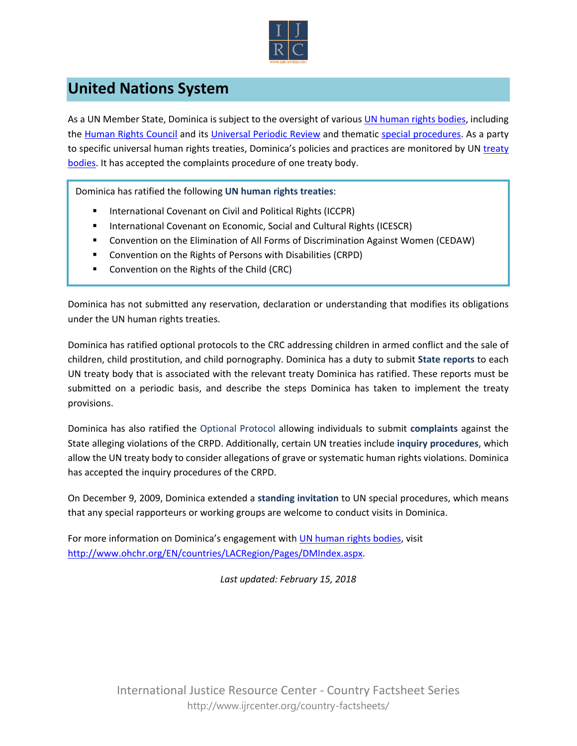## United Nations System

As a UN Member State, Dominica is subject to the oversight of various [UN human rights bodies](), including the [Human Rights Council]() and its [Universal Periodic Review]() and thematic [special procedures](). As a party to specific universal human rights treaties, Dominica's policies and practices are monitored by UN [treaty bodies](). It has accepted the complaints procedure of one treaty body.

> Dominica has ratified the following **UN human rights treaties**:
>
> - International Covenant on Civil and Political Rights (ICCPR)
> - International Covenant on Economic, Social and Cultural Rights (ICESCR)
> - Convention on the Elimination of All Forms of Discrimination Against Women (CEDAW)
> - Convention on the Rights of Persons with Disabilities (CRPD)
> - Convention on the Rights of the Child (CRC)

Dominica has not submitted any reservation, declaration or understanding that modifies its obligations under the UN human rights treaties.

Dominica has ratified optional protocols to the CRC addressing children in armed conflict and the sale of children, child prostitution, and child pornography. Dominica has a duty to submit **State reports** to each UN treaty body that is associated with the relevant treaty Dominica has ratified. These reports must be submitted on a periodic basis, and describe the steps Dominica has taken to implement the treaty provisions.

Dominica has also ratified the Optional Protocol allowing individuals to submit **complaints** against the State alleging violations of the CRPD. Additionally, certain UN treaties include **inquiry procedures**, which allow the UN treaty body to consider allegations of grave or systematic human rights violations. Dominica has accepted the inquiry procedures of the CRPD.

On December 9, 2009, Dominica extended a **standing invitation** to UN special procedures, which means that any special rapporteurs or working groups are welcome to conduct visits in Dominica.

For more information on Dominica's engagement with [UN human rights bodies](), visit [http://www.ohchr.org/EN/countries/LACRegion/Pages/DMIndex.aspx](http://www.ohchr.org/EN/countries/LACRegion/Pages/DMIndex.aspx).

*Last updated: February 15, 2018*